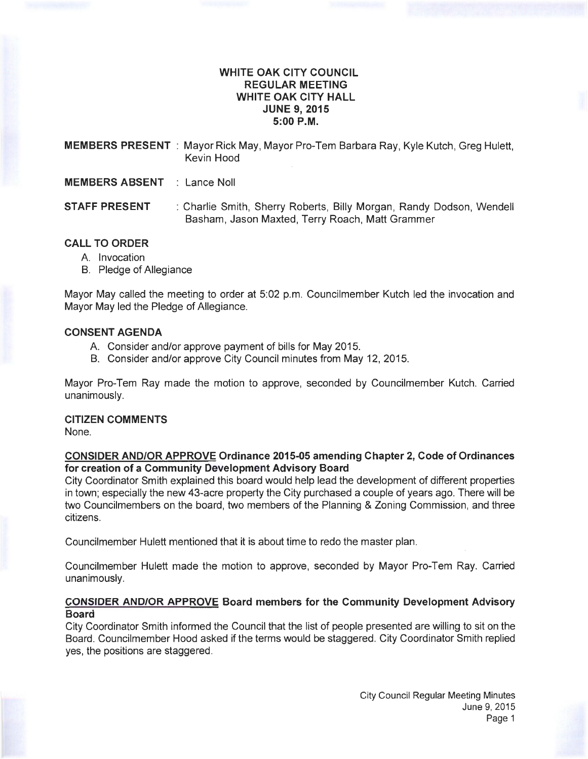# WHITE OAK CITY COUNCIL
## REGULAR MEETING
## WHITE OAK CITY HALL
## JUNE 9, 2015
## 5:00 P.M.

**MEMBERS PRESENT** : Mayor Rick May, Mayor Pro-Tem Barbara Ray, Kyle Kutch, Greg Hulett, Kevin Hood

**MEMBERS ABSENT** : Lance Noll

**STAFF PRESENT** : Charlie Smith, Sherry Roberts, Billy Morgan, Randy Dodson, Wendell Basham, Jason Maxted, Terry Roach, Matt Grammer

**CALL TO ORDER**

A. Invocation
B. Pledge of Allegiance

Mayor May called the meeting to order at 5:02 p.m. Councilmember Kutch led the invocation and Mayor May led the Pledge of Allegiance.

**CONSENT AGENDA**

A. Consider and/or approve payment of bills for May 2015.
B. Consider and/or approve City Council minutes from May 12, 2015.

Mayor Pro-Tem Ray made the motion to approve, seconded by Councilmember Kutch. Carried unanimously.

**CITIZEN COMMENTS**

None.

**CONSIDER AND/OR APPROVE Ordinance 2015-05 amending Chapter 2, Code of Ordinances for creation of a Community Development Advisory Board**

City Coordinator Smith explained this board would help lead the development of different properties in town; especially the new 43-acre property the City purchased a couple of years ago. There will be two Councilmembers on the board, two members of the Planning & Zoning Commission, and three citizens.

Councilmember Hulett mentioned that it is about time to redo the master plan.

Councilmember Hulett made the motion to approve, seconded by Mayor Pro-Tem Ray. Carried unanimously.

**CONSIDER AND/OR APPROVE Board members for the Community Development Advisory Board**

City Coordinator Smith informed the Council that the list of people presented are willing to sit on the Board. Councilmember Hood asked if the terms would be staggered. City Coordinator Smith replied yes, the positions are staggered.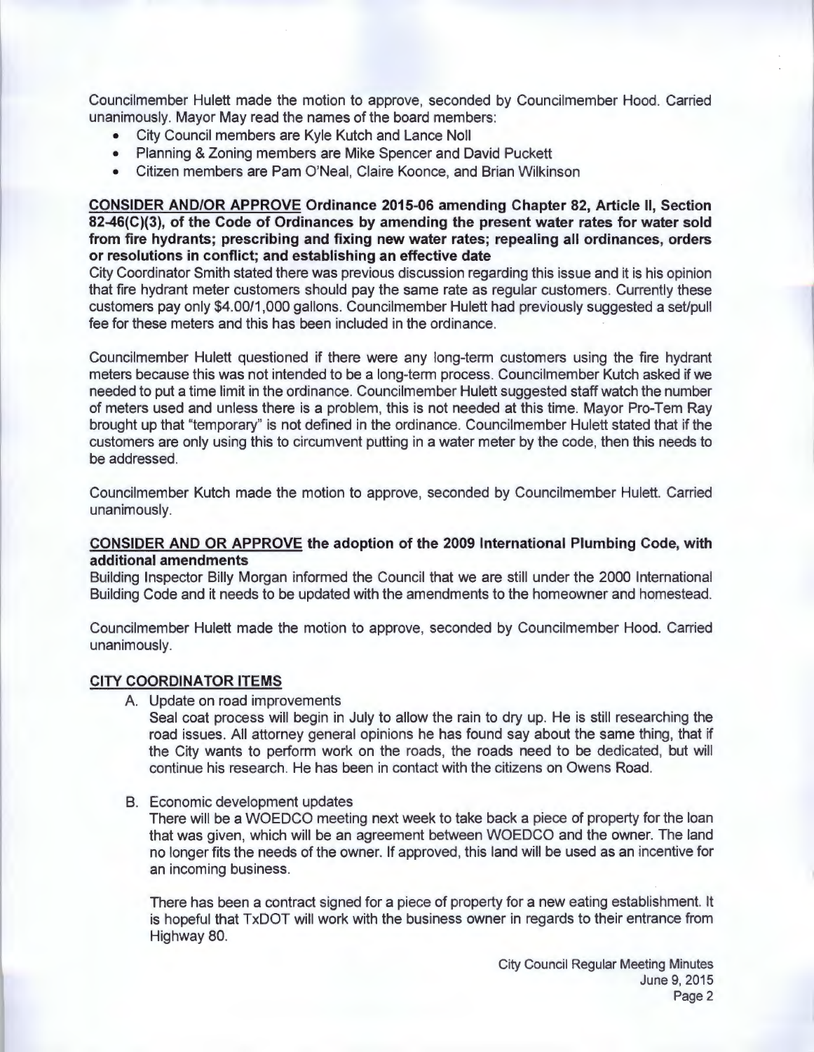Councilmember Hulett made the motion to approve, seconded by Councilmember Hood. Carried unanimously. Mayor May read the names of the board members:

- City Council members are Kyle Kutch and Lance Noll
- Planning & Zoning members are Mike Spencer and David Puckett
- Citizen members are Pam O'Neal, Claire Koonce, and Brian Wilkinson

**<u>CONSIDER AND/OR APPROVE</u> Ordinance 2015-06 amending Chapter 82, Article II, Section 82-46(C)(3), of the Code of Ordinances by amending the present water rates for water sold from fire hydrants; prescribing and fixing new water rates; repealing all ordinances, orders or resolutions in conflict; and establishing an effective date**

City Coordinator Smith stated there was previous discussion regarding this issue and it is his opinion that fire hydrant meter customers should pay the same rate as regular customers. Currently these customers pay only $4.00/1,000 gallons. Councilmember Hulett had previously suggested a set/pull fee for these meters and this has been included in the ordinance.

Councilmember Hulett questioned if there were any long-term customers using the fire hydrant meters because this was not intended to be a long-term process. Councilmember Kutch asked if we needed to put a time limit in the ordinance. Councilmember Hulett suggested staff watch the number of meters used and unless there is a problem, this is not needed at this time. Mayor Pro-Tem Ray brought up that "temporary" is not defined in the ordinance. Councilmember Hulett stated that if the customers are only using this to circumvent putting in a water meter by the code, then this needs to be addressed.

Councilmember Kutch made the motion to approve, seconded by Councilmember Hulett. Carried unanimously.

**<u>CONSIDER AND OR APPROVE</u> the adoption of the 2009 International Plumbing Code, with additional amendments**

Building Inspector Billy Morgan informed the Council that we are still under the 2000 International Building Code and it needs to be updated with the amendments to the homeowner and homestead.

Councilmember Hulett made the motion to approve, seconded by Councilmember Hood. Carried unanimously.

**<u>CITY COORDINATOR ITEMS</u>**

A. Update on road improvements

   Seal coat process will begin in July to allow the rain to dry up. He is still researching the road issues. All attorney general opinions he has found say about the same thing, that if the City wants to perform work on the roads, the roads need to be dedicated, but will continue his research. He has been in contact with the citizens on Owens Road.

B. Economic development updates

   There will be a WOEDCO meeting next week to take back a piece of property for the loan that was given, which will be an agreement between WOEDCO and the owner. The land no longer fits the needs of the owner. If approved, this land will be used as an incentive for an incoming business.

   There has been a contract signed for a piece of property for a new eating establishment. It is hopeful that TxDOT will work with the business owner in regards to their entrance from Highway 80.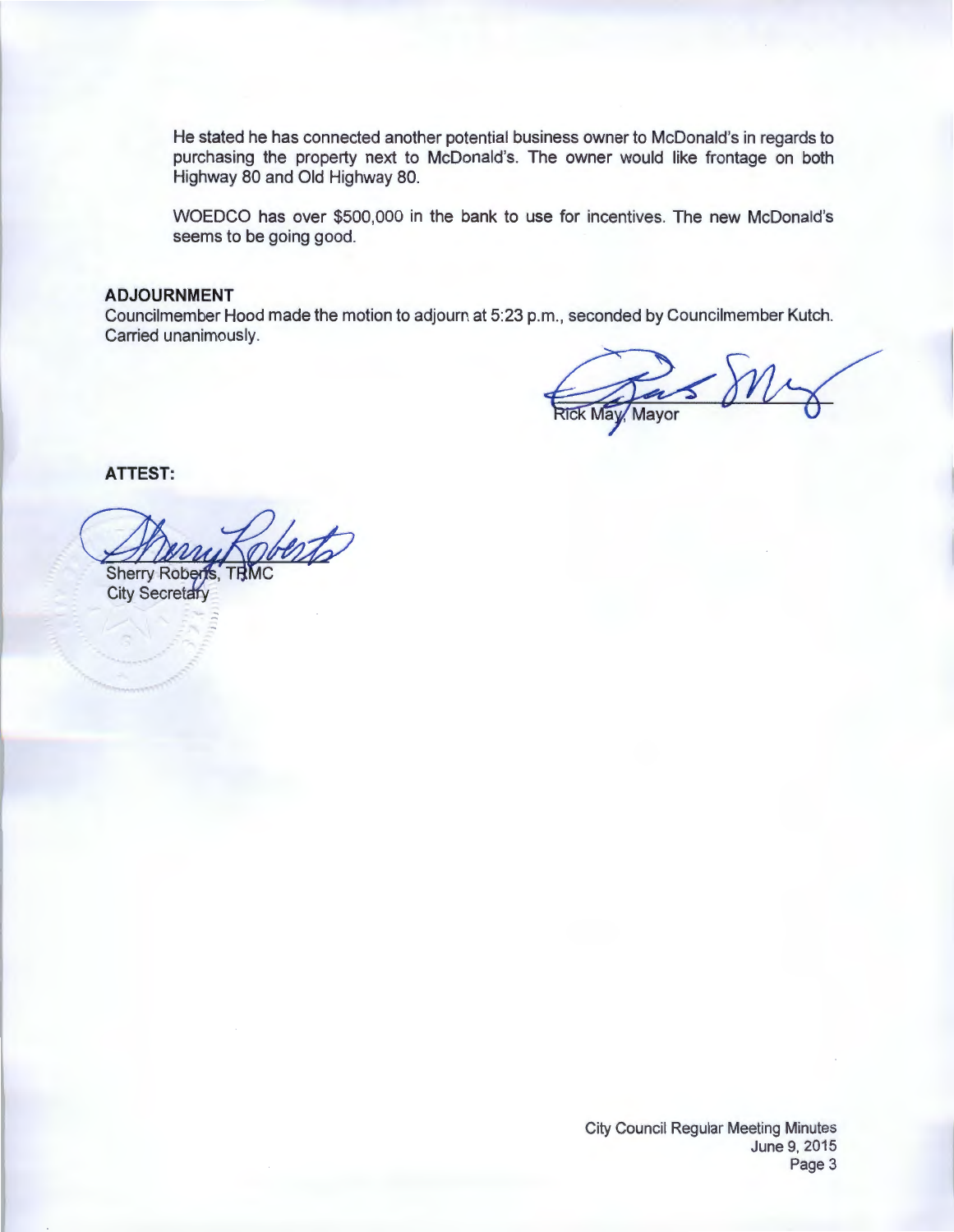He stated he has connected another potential business owner to McDonald's in regards to purchasing the property next to McDonald's. The owner would like frontage on both Highway 80 and Old Highway 80.

WOEDCO has over $500,000 in the bank to use for incentives. The new McDonald's seems to be going good.

**ADJOURNMENT**

Councilmember Hood made the motion to adjourn at 5:23 p.m., seconded by Councilmember Kutch. Carried unanimously.

Rick May, Mayor

**ATTEST:**

Sherry Roberts, TRMC
City Secretary